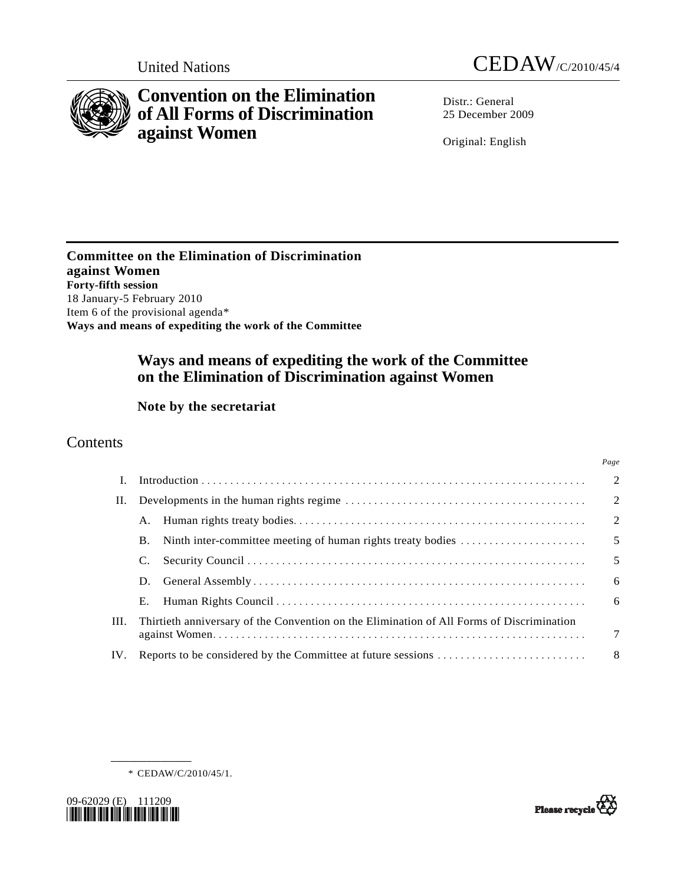United Nations

CEDAW/C/2010/45/4

# Convention on the Elimination of All Forms of Discrimination against Women

Distr.: General
25 December 2009

Original: English

**Committee on the Elimination of Discrimination against Women**
**Forty-fifth session**
18 January-5 February 2010
Item 6 of the provisional agenda*
**Ways and means of expediting the work of the Committee**

## Ways and means of expediting the work of the Committee on the Elimination of Discrimination against Women

### Note by the secretariat

## Contents

| | | Page |
|---|---|---|
| I. | Introduction | 2 |
| II. | Developments in the human rights regime | 2 |
| | A. Human rights treaty bodies | 2 |
| | B. Ninth inter-committee meeting of human rights treaty bodies | 5 |
| | C. Security Council | 5 |
| | D. General Assembly | 6 |
| | E. Human Rights Council | 6 |
| III. | Thirtieth anniversary of the Convention on the Elimination of All Forms of Discrimination against Women | 7 |
| IV. | Reports to be considered by the Committee at future sessions | 8 |

\* CEDAW/C/2010/45/1.

09-62029 (E) 111209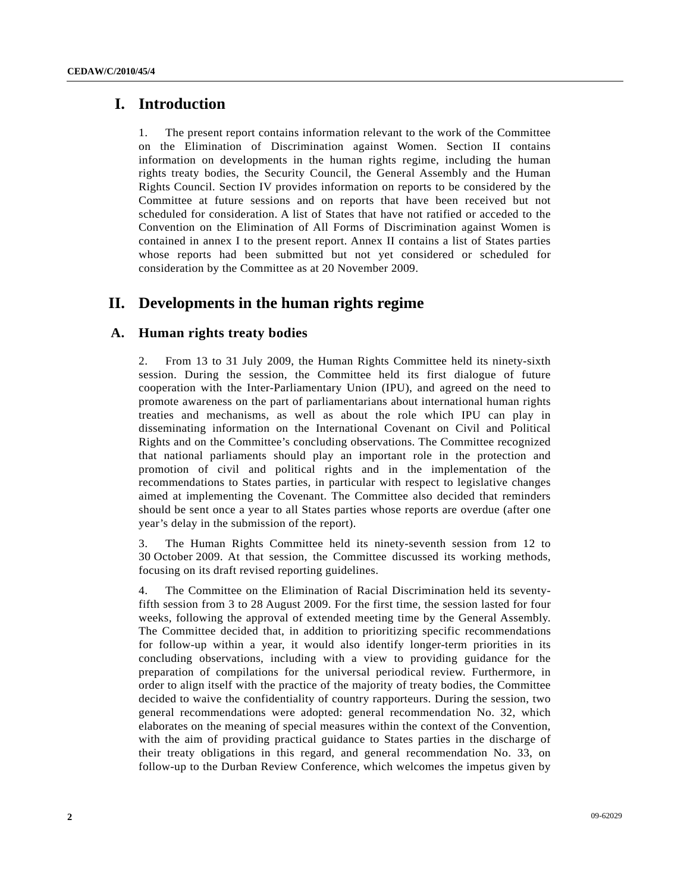# I. Introduction

1. The present report contains information relevant to the work of the Committee on the Elimination of Discrimination against Women. Section II contains information on developments in the human rights regime, including the human rights treaty bodies, the Security Council, the General Assembly and the Human Rights Council. Section IV provides information on reports to be considered by the Committee at future sessions and on reports that have been received but not scheduled for consideration. A list of States that have not ratified or acceded to the Convention on the Elimination of All Forms of Discrimination against Women is contained in annex I to the present report. Annex II contains a list of States parties whose reports had been submitted but not yet considered or scheduled for consideration by the Committee as at 20 November 2009.

# II. Developments in the human rights regime

## A. Human rights treaty bodies

2. From 13 to 31 July 2009, the Human Rights Committee held its ninety-sixth session. During the session, the Committee held its first dialogue of future cooperation with the Inter-Parliamentary Union (IPU), and agreed on the need to promote awareness on the part of parliamentarians about international human rights treaties and mechanisms, as well as about the role which IPU can play in disseminating information on the International Covenant on Civil and Political Rights and on the Committee's concluding observations. The Committee recognized that national parliaments should play an important role in the protection and promotion of civil and political rights and in the implementation of the recommendations to States parties, in particular with respect to legislative changes aimed at implementing the Covenant. The Committee also decided that reminders should be sent once a year to all States parties whose reports are overdue (after one year's delay in the submission of the report).

3. The Human Rights Committee held its ninety-seventh session from 12 to 30 October 2009. At that session, the Committee discussed its working methods, focusing on its draft revised reporting guidelines.

4. The Committee on the Elimination of Racial Discrimination held its seventy-fifth session from 3 to 28 August 2009. For the first time, the session lasted for four weeks, following the approval of extended meeting time by the General Assembly. The Committee decided that, in addition to prioritizing specific recommendations for follow-up within a year, it would also identify longer-term priorities in its concluding observations, including with a view to providing guidance for the preparation of compilations for the universal periodical review. Furthermore, in order to align itself with the practice of the majority of treaty bodies, the Committee decided to waive the confidentiality of country rapporteurs. During the session, two general recommendations were adopted: general recommendation No. 32, which elaborates on the meaning of special measures within the context of the Convention, with the aim of providing practical guidance to States parties in the discharge of their treaty obligations in this regard, and general recommendation No. 33, on follow-up to the Durban Review Conference, which welcomes the impetus given by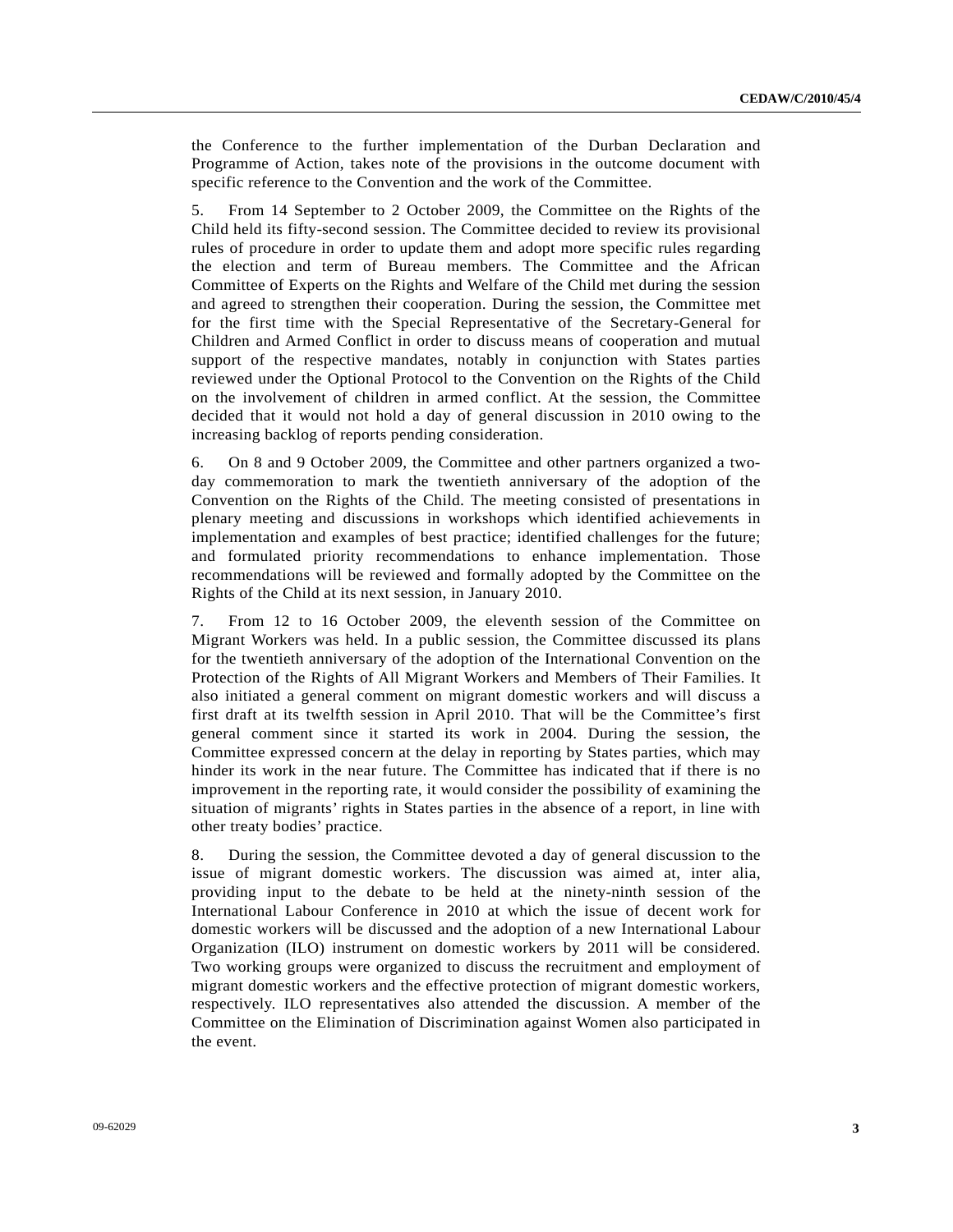the Conference to the further implementation of the Durban Declaration and Programme of Action, takes note of the provisions in the outcome document with specific reference to the Convention and the work of the Committee.

5. From 14 September to 2 October 2009, the Committee on the Rights of the Child held its fifty-second session. The Committee decided to review its provisional rules of procedure in order to update them and adopt more specific rules regarding the election and term of Bureau members. The Committee and the African Committee of Experts on the Rights and Welfare of the Child met during the session and agreed to strengthen their cooperation. During the session, the Committee met for the first time with the Special Representative of the Secretary-General for Children and Armed Conflict in order to discuss means of cooperation and mutual support of the respective mandates, notably in conjunction with States parties reviewed under the Optional Protocol to the Convention on the Rights of the Child on the involvement of children in armed conflict. At the session, the Committee decided that it would not hold a day of general discussion in 2010 owing to the increasing backlog of reports pending consideration.

6. On 8 and 9 October 2009, the Committee and other partners organized a two-day commemoration to mark the twentieth anniversary of the adoption of the Convention on the Rights of the Child. The meeting consisted of presentations in plenary meeting and discussions in workshops which identified achievements in implementation and examples of best practice; identified challenges for the future; and formulated priority recommendations to enhance implementation. Those recommendations will be reviewed and formally adopted by the Committee on the Rights of the Child at its next session, in January 2010.

7. From 12 to 16 October 2009, the eleventh session of the Committee on Migrant Workers was held. In a public session, the Committee discussed its plans for the twentieth anniversary of the adoption of the International Convention on the Protection of the Rights of All Migrant Workers and Members of Their Families. It also initiated a general comment on migrant domestic workers and will discuss a first draft at its twelfth session in April 2010. That will be the Committee's first general comment since it started its work in 2004. During the session, the Committee expressed concern at the delay in reporting by States parties, which may hinder its work in the near future. The Committee has indicated that if there is no improvement in the reporting rate, it would consider the possibility of examining the situation of migrants' rights in States parties in the absence of a report, in line with other treaty bodies' practice.

8. During the session, the Committee devoted a day of general discussion to the issue of migrant domestic workers. The discussion was aimed at, inter alia, providing input to the debate to be held at the ninety-ninth session of the International Labour Conference in 2010 at which the issue of decent work for domestic workers will be discussed and the adoption of a new International Labour Organization (ILO) instrument on domestic workers by 2011 will be considered. Two working groups were organized to discuss the recruitment and employment of migrant domestic workers and the effective protection of migrant domestic workers, respectively. ILO representatives also attended the discussion. A member of the Committee on the Elimination of Discrimination against Women also participated in the event.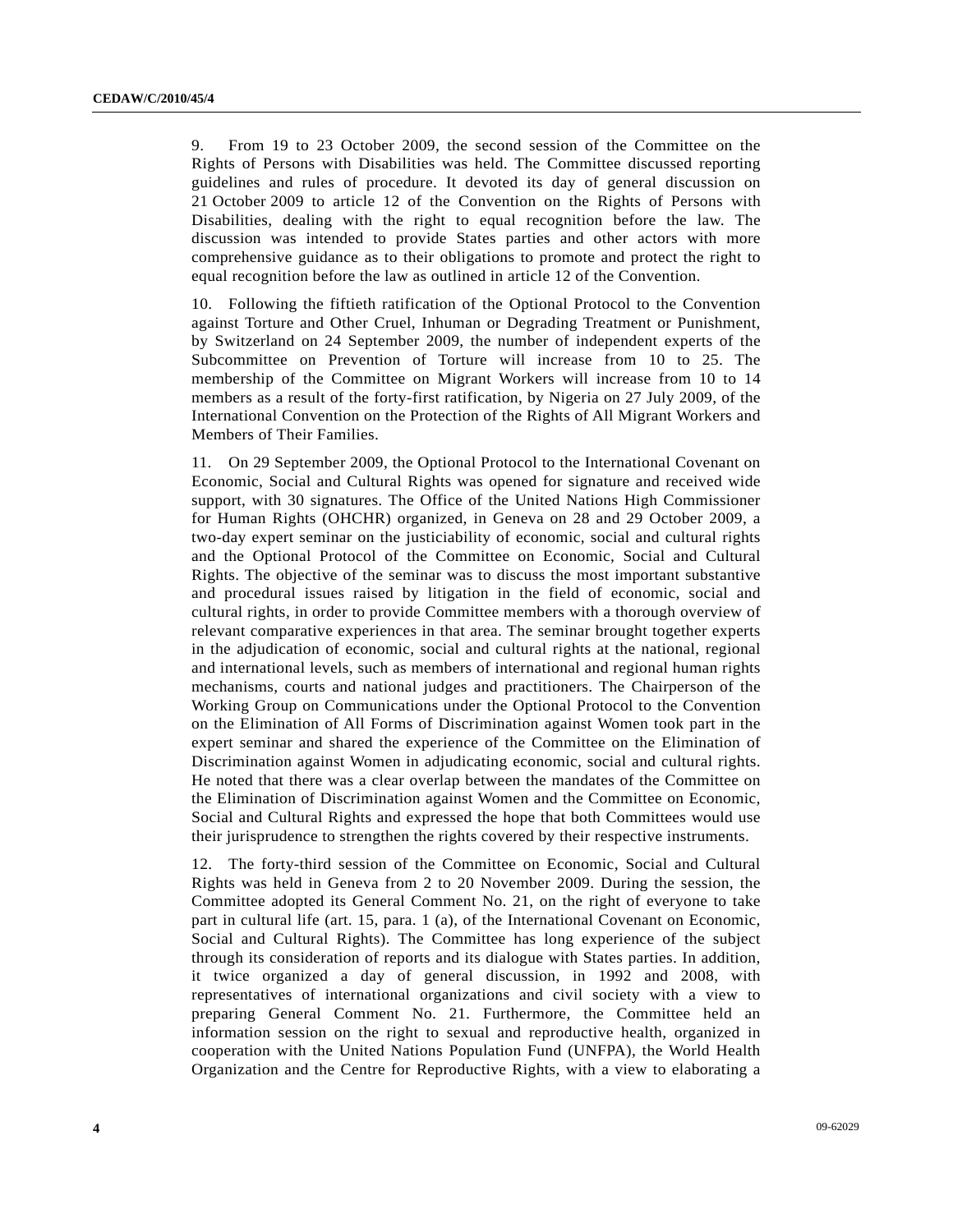9. From 19 to 23 October 2009, the second session of the Committee on the Rights of Persons with Disabilities was held. The Committee discussed reporting guidelines and rules of procedure. It devoted its day of general discussion on 21 October 2009 to article 12 of the Convention on the Rights of Persons with Disabilities, dealing with the right to equal recognition before the law. The discussion was intended to provide States parties and other actors with more comprehensive guidance as to their obligations to promote and protect the right to equal recognition before the law as outlined in article 12 of the Convention.

10. Following the fiftieth ratification of the Optional Protocol to the Convention against Torture and Other Cruel, Inhuman or Degrading Treatment or Punishment, by Switzerland on 24 September 2009, the number of independent experts of the Subcommittee on Prevention of Torture will increase from 10 to 25. The membership of the Committee on Migrant Workers will increase from 10 to 14 members as a result of the forty-first ratification, by Nigeria on 27 July 2009, of the International Convention on the Protection of the Rights of All Migrant Workers and Members of Their Families.

11. On 29 September 2009, the Optional Protocol to the International Covenant on Economic, Social and Cultural Rights was opened for signature and received wide support, with 30 signatures. The Office of the United Nations High Commissioner for Human Rights (OHCHR) organized, in Geneva on 28 and 29 October 2009, a two-day expert seminar on the justiciability of economic, social and cultural rights and the Optional Protocol of the Committee on Economic, Social and Cultural Rights. The objective of the seminar was to discuss the most important substantive and procedural issues raised by litigation in the field of economic, social and cultural rights, in order to provide Committee members with a thorough overview of relevant comparative experiences in that area. The seminar brought together experts in the adjudication of economic, social and cultural rights at the national, regional and international levels, such as members of international and regional human rights mechanisms, courts and national judges and practitioners. The Chairperson of the Working Group on Communications under the Optional Protocol to the Convention on the Elimination of All Forms of Discrimination against Women took part in the expert seminar and shared the experience of the Committee on the Elimination of Discrimination against Women in adjudicating economic, social and cultural rights. He noted that there was a clear overlap between the mandates of the Committee on the Elimination of Discrimination against Women and the Committee on Economic, Social and Cultural Rights and expressed the hope that both Committees would use their jurisprudence to strengthen the rights covered by their respective instruments.

12. The forty-third session of the Committee on Economic, Social and Cultural Rights was held in Geneva from 2 to 20 November 2009. During the session, the Committee adopted its General Comment No. 21, on the right of everyone to take part in cultural life (art. 15, para. 1 (a), of the International Covenant on Economic, Social and Cultural Rights). The Committee has long experience of the subject through its consideration of reports and its dialogue with States parties. In addition, it twice organized a day of general discussion, in 1992 and 2008, with representatives of international organizations and civil society with a view to preparing General Comment No. 21. Furthermore, the Committee held an information session on the right to sexual and reproductive health, organized in cooperation with the United Nations Population Fund (UNFPA), the World Health Organization and the Centre for Reproductive Rights, with a view to elaborating a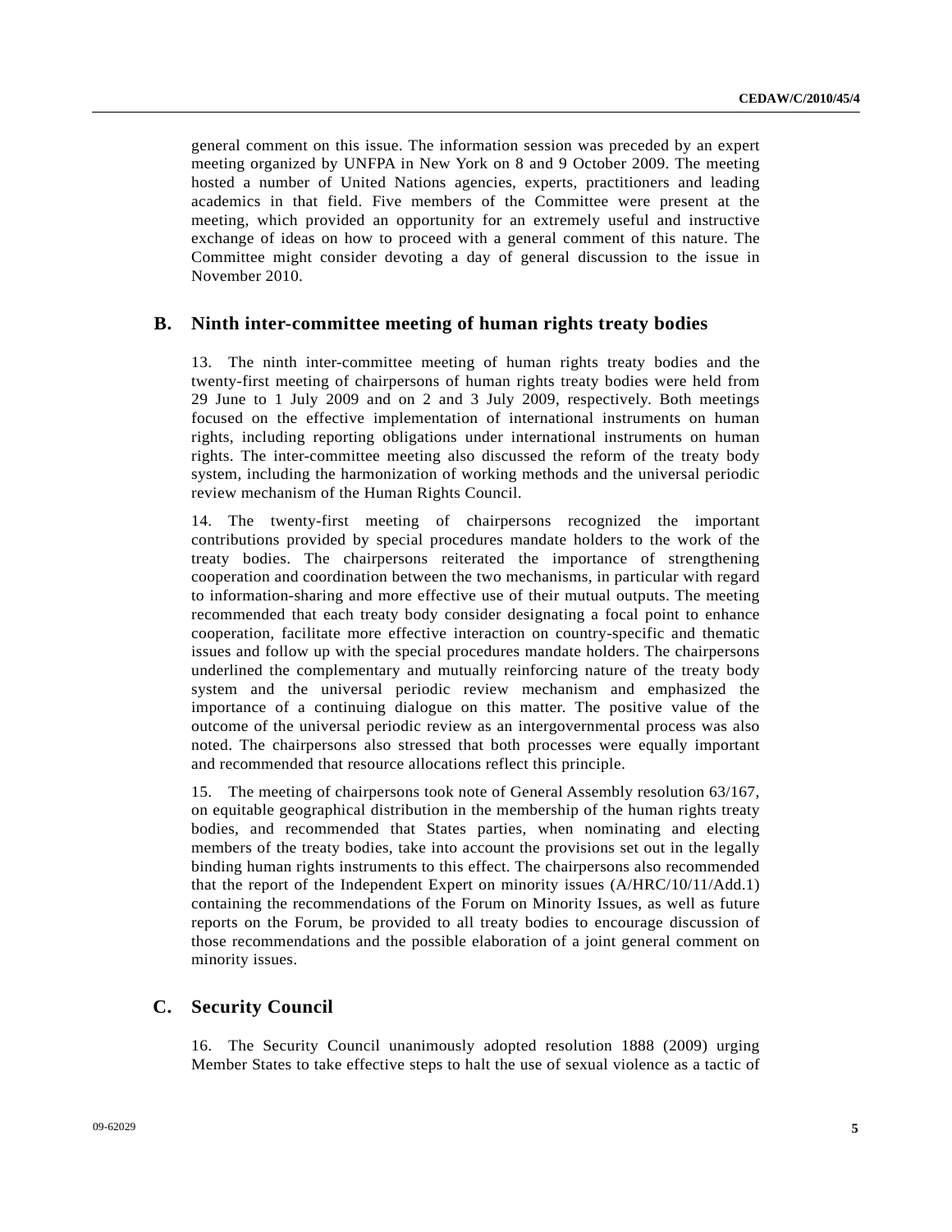general comment on this issue. The information session was preceded by an expert meeting organized by UNFPA in New York on 8 and 9 October 2009. The meeting hosted a number of United Nations agencies, experts, practitioners and leading academics in that field. Five members of the Committee were present at the meeting, which provided an opportunity for an extremely useful and instructive exchange of ideas on how to proceed with a general comment of this nature. The Committee might consider devoting a day of general discussion to the issue in November 2010.

## B. Ninth inter-committee meeting of human rights treaty bodies

13. The ninth inter-committee meeting of human rights treaty bodies and the twenty-first meeting of chairpersons of human rights treaty bodies were held from 29 June to 1 July 2009 and on 2 and 3 July 2009, respectively. Both meetings focused on the effective implementation of international instruments on human rights, including reporting obligations under international instruments on human rights. The inter-committee meeting also discussed the reform of the treaty body system, including the harmonization of working methods and the universal periodic review mechanism of the Human Rights Council.

14. The twenty-first meeting of chairpersons recognized the important contributions provided by special procedures mandate holders to the work of the treaty bodies. The chairpersons reiterated the importance of strengthening cooperation and coordination between the two mechanisms, in particular with regard to information-sharing and more effective use of their mutual outputs. The meeting recommended that each treaty body consider designating a focal point to enhance cooperation, facilitate more effective interaction on country-specific and thematic issues and follow up with the special procedures mandate holders. The chairpersons underlined the complementary and mutually reinforcing nature of the treaty body system and the universal periodic review mechanism and emphasized the importance of a continuing dialogue on this matter. The positive value of the outcome of the universal periodic review as an intergovernmental process was also noted. The chairpersons also stressed that both processes were equally important and recommended that resource allocations reflect this principle.

15. The meeting of chairpersons took note of General Assembly resolution 63/167, on equitable geographical distribution in the membership of the human rights treaty bodies, and recommended that States parties, when nominating and electing members of the treaty bodies, take into account the provisions set out in the legally binding human rights instruments to this effect. The chairpersons also recommended that the report of the Independent Expert on minority issues (A/HRC/10/11/Add.1) containing the recommendations of the Forum on Minority Issues, as well as future reports on the Forum, be provided to all treaty bodies to encourage discussion of those recommendations and the possible elaboration of a joint general comment on minority issues.

## C. Security Council

16. The Security Council unanimously adopted resolution 1888 (2009) urging Member States to take effective steps to halt the use of sexual violence as a tactic of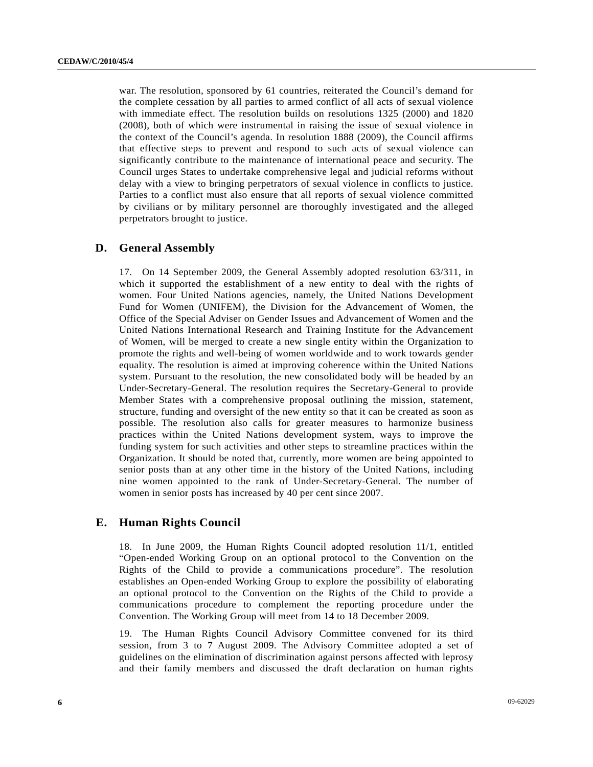war. The resolution, sponsored by 61 countries, reiterated the Council's demand for the complete cessation by all parties to armed conflict of all acts of sexual violence with immediate effect. The resolution builds on resolutions 1325 (2000) and 1820 (2008), both of which were instrumental in raising the issue of sexual violence in the context of the Council's agenda. In resolution 1888 (2009), the Council affirms that effective steps to prevent and respond to such acts of sexual violence can significantly contribute to the maintenance of international peace and security. The Council urges States to undertake comprehensive legal and judicial reforms without delay with a view to bringing perpetrators of sexual violence in conflicts to justice. Parties to a conflict must also ensure that all reports of sexual violence committed by civilians or by military personnel are thoroughly investigated and the alleged perpetrators brought to justice.

## D. General Assembly

17. On 14 September 2009, the General Assembly adopted resolution 63/311, in which it supported the establishment of a new entity to deal with the rights of women. Four United Nations agencies, namely, the United Nations Development Fund for Women (UNIFEM), the Division for the Advancement of Women, the Office of the Special Adviser on Gender Issues and Advancement of Women and the United Nations International Research and Training Institute for the Advancement of Women, will be merged to create a new single entity within the Organization to promote the rights and well-being of women worldwide and to work towards gender equality. The resolution is aimed at improving coherence within the United Nations system. Pursuant to the resolution, the new consolidated body will be headed by an Under-Secretary-General. The resolution requires the Secretary-General to provide Member States with a comprehensive proposal outlining the mission, statement, structure, funding and oversight of the new entity so that it can be created as soon as possible. The resolution also calls for greater measures to harmonize business practices within the United Nations development system, ways to improve the funding system for such activities and other steps to streamline practices within the Organization. It should be noted that, currently, more women are being appointed to senior posts than at any other time in the history of the United Nations, including nine women appointed to the rank of Under-Secretary-General. The number of women in senior posts has increased by 40 per cent since 2007.

## E. Human Rights Council

18. In June 2009, the Human Rights Council adopted resolution 11/1, entitled "Open-ended Working Group on an optional protocol to the Convention on the Rights of the Child to provide a communications procedure". The resolution establishes an Open-ended Working Group to explore the possibility of elaborating an optional protocol to the Convention on the Rights of the Child to provide a communications procedure to complement the reporting procedure under the Convention. The Working Group will meet from 14 to 18 December 2009.

19. The Human Rights Council Advisory Committee convened for its third session, from 3 to 7 August 2009. The Advisory Committee adopted a set of guidelines on the elimination of discrimination against persons affected with leprosy and their family members and discussed the draft declaration on human rights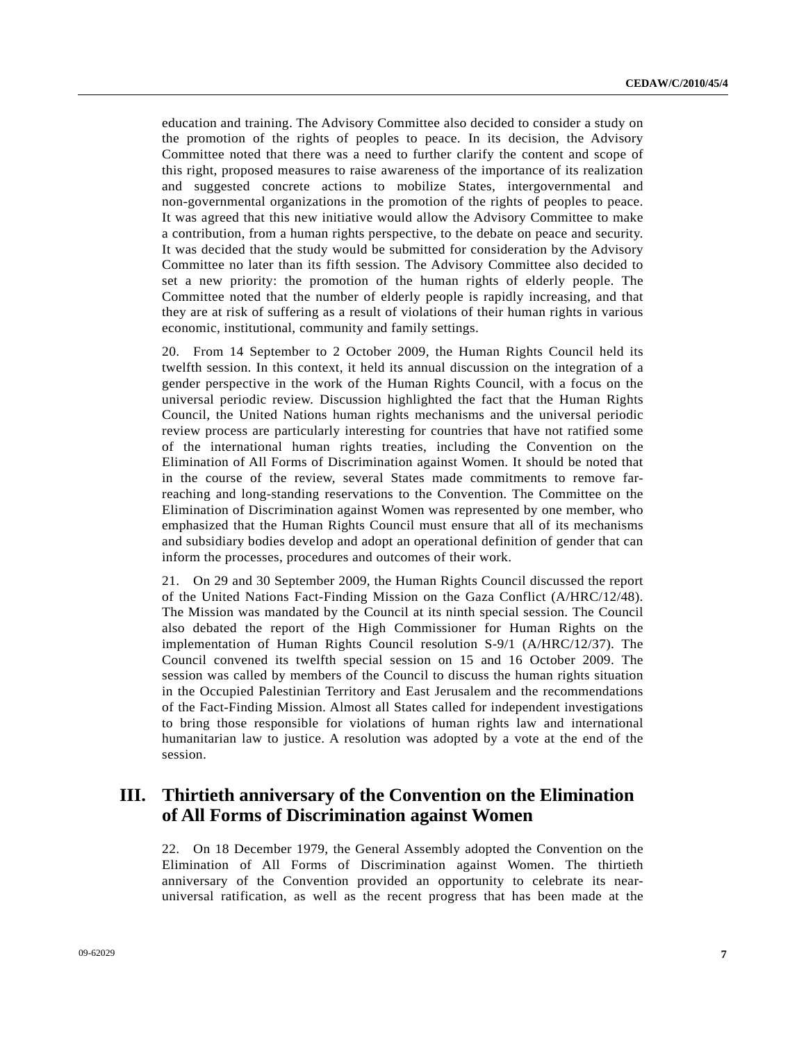education and training. The Advisory Committee also decided to consider a study on the promotion of the rights of peoples to peace. In its decision, the Advisory Committee noted that there was a need to further clarify the content and scope of this right, proposed measures to raise awareness of the importance of its realization and suggested concrete actions to mobilize States, intergovernmental and non-governmental organizations in the promotion of the rights of peoples to peace. It was agreed that this new initiative would allow the Advisory Committee to make a contribution, from a human rights perspective, to the debate on peace and security. It was decided that the study would be submitted for consideration by the Advisory Committee no later than its fifth session. The Advisory Committee also decided to set a new priority: the promotion of the human rights of elderly people. The Committee noted that the number of elderly people is rapidly increasing, and that they are at risk of suffering as a result of violations of their human rights in various economic, institutional, community and family settings.

20. From 14 September to 2 October 2009, the Human Rights Council held its twelfth session. In this context, it held its annual discussion on the integration of a gender perspective in the work of the Human Rights Council, with a focus on the universal periodic review. Discussion highlighted the fact that the Human Rights Council, the United Nations human rights mechanisms and the universal periodic review process are particularly interesting for countries that have not ratified some of the international human rights treaties, including the Convention on the Elimination of All Forms of Discrimination against Women. It should be noted that in the course of the review, several States made commitments to remove far-reaching and long-standing reservations to the Convention. The Committee on the Elimination of Discrimination against Women was represented by one member, who emphasized that the Human Rights Council must ensure that all of its mechanisms and subsidiary bodies develop and adopt an operational definition of gender that can inform the processes, procedures and outcomes of their work.

21. On 29 and 30 September 2009, the Human Rights Council discussed the report of the United Nations Fact-Finding Mission on the Gaza Conflict (A/HRC/12/48). The Mission was mandated by the Council at its ninth special session. The Council also debated the report of the High Commissioner for Human Rights on the implementation of Human Rights Council resolution S-9/1 (A/HRC/12/37). The Council convened its twelfth special session on 15 and 16 October 2009. The session was called by members of the Council to discuss the human rights situation in the Occupied Palestinian Territory and East Jerusalem and the recommendations of the Fact-Finding Mission. Almost all States called for independent investigations to bring those responsible for violations of human rights law and international humanitarian law to justice. A resolution was adopted by a vote at the end of the session.

## III. Thirtieth anniversary of the Convention on the Elimination of All Forms of Discrimination against Women

22. On 18 December 1979, the General Assembly adopted the Convention on the Elimination of All Forms of Discrimination against Women. The thirtieth anniversary of the Convention provided an opportunity to celebrate its near-universal ratification, as well as the recent progress that has been made at the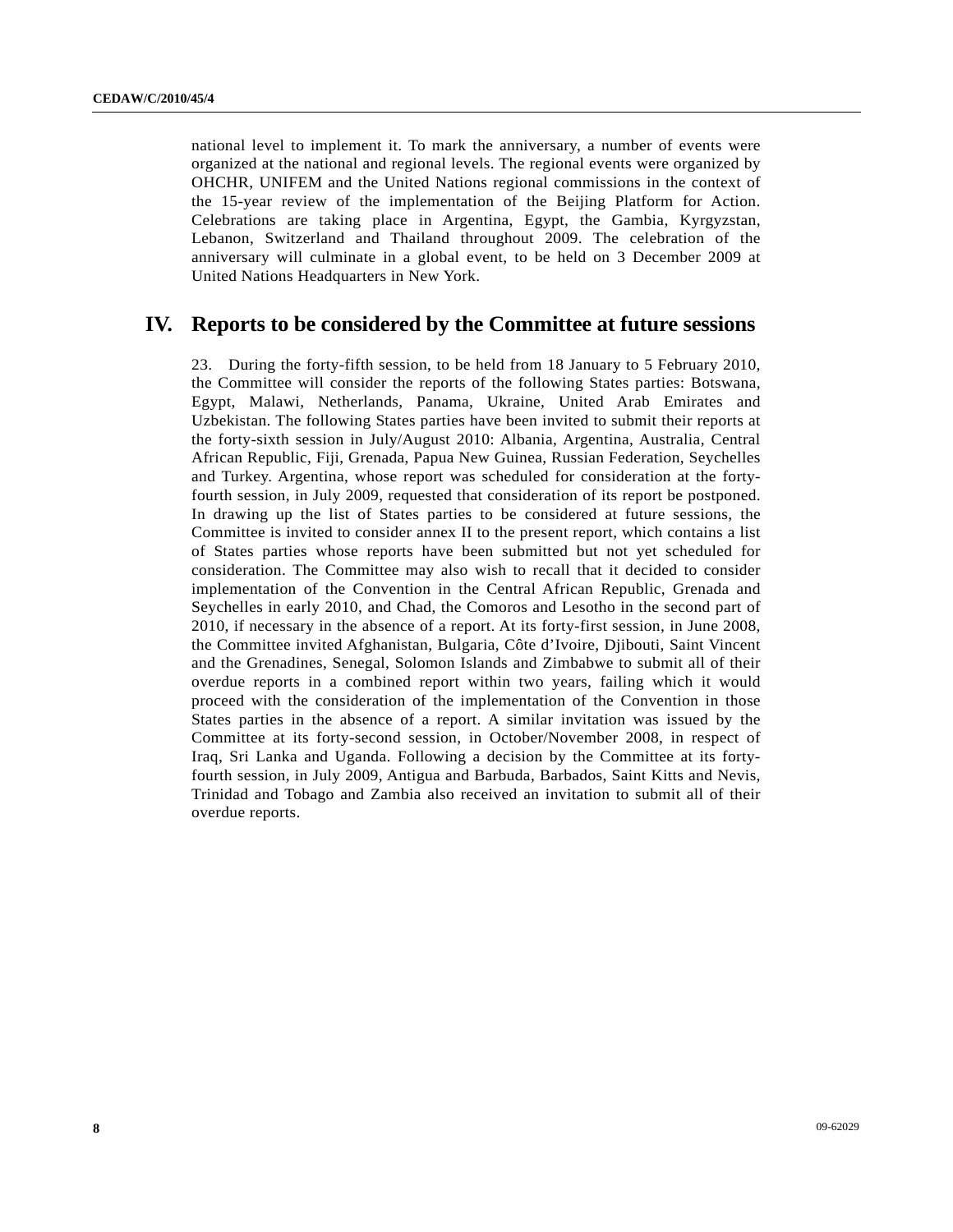national level to implement it. To mark the anniversary, a number of events were organized at the national and regional levels. The regional events were organized by OHCHR, UNIFEM and the United Nations regional commissions in the context of the 15-year review of the implementation of the Beijing Platform for Action. Celebrations are taking place in Argentina, Egypt, the Gambia, Kyrgyzstan, Lebanon, Switzerland and Thailand throughout 2009. The celebration of the anniversary will culminate in a global event, to be held on 3 December 2009 at United Nations Headquarters in New York.

## IV. Reports to be considered by the Committee at future sessions

23. During the forty-fifth session, to be held from 18 January to 5 February 2010, the Committee will consider the reports of the following States parties: Botswana, Egypt, Malawi, Netherlands, Panama, Ukraine, United Arab Emirates and Uzbekistan. The following States parties have been invited to submit their reports at the forty-sixth session in July/August 2010: Albania, Argentina, Australia, Central African Republic, Fiji, Grenada, Papua New Guinea, Russian Federation, Seychelles and Turkey. Argentina, whose report was scheduled for consideration at the forty-fourth session, in July 2009, requested that consideration of its report be postponed. In drawing up the list of States parties to be considered at future sessions, the Committee is invited to consider annex II to the present report, which contains a list of States parties whose reports have been submitted but not yet scheduled for consideration. The Committee may also wish to recall that it decided to consider implementation of the Convention in the Central African Republic, Grenada and Seychelles in early 2010, and Chad, the Comoros and Lesotho in the second part of 2010, if necessary in the absence of a report. At its forty-first session, in June 2008, the Committee invited Afghanistan, Bulgaria, Côte d'Ivoire, Djibouti, Saint Vincent and the Grenadines, Senegal, Solomon Islands and Zimbabwe to submit all of their overdue reports in a combined report within two years, failing which it would proceed with the consideration of the implementation of the Convention in those States parties in the absence of a report. A similar invitation was issued by the Committee at its forty-second session, in October/November 2008, in respect of Iraq, Sri Lanka and Uganda. Following a decision by the Committee at its forty-fourth session, in July 2009, Antigua and Barbuda, Barbados, Saint Kitts and Nevis, Trinidad and Tobago and Zambia also received an invitation to submit all of their overdue reports.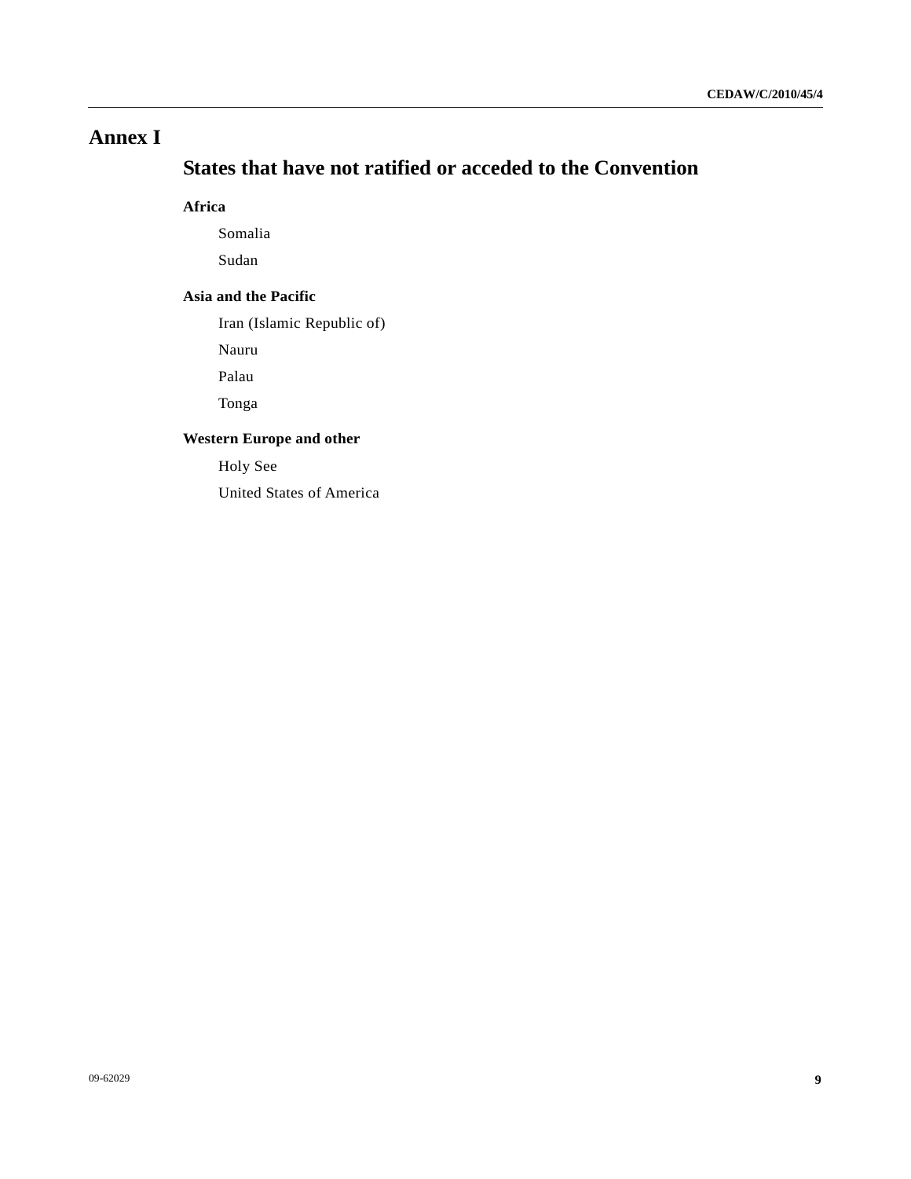# Annex I

## States that have not ratified or acceded to the Convention

### Africa

Somalia

Sudan

### Asia and the Pacific

Iran (Islamic Republic of)

Nauru

Palau

Tonga

### Western Europe and other

Holy See

United States of America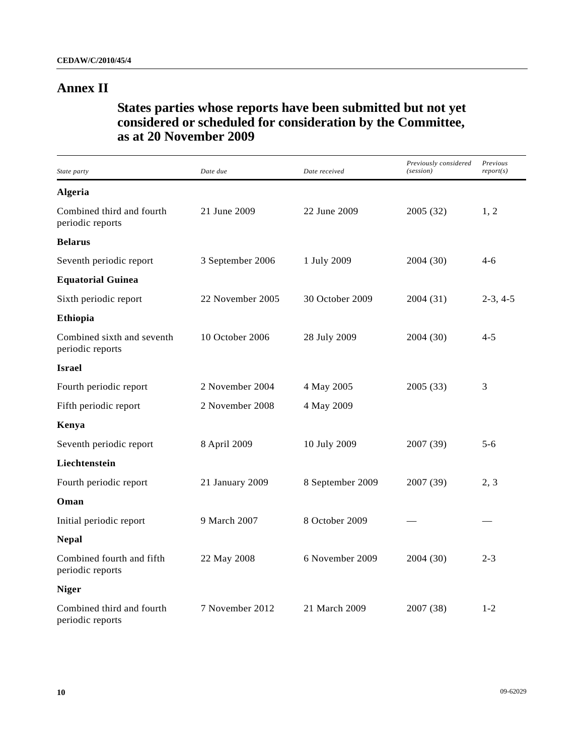# Annex II

## States parties whose reports have been submitted but not yet considered or scheduled for consideration by the Committee, as at 20 November 2009

| *State party* | *Date due* | *Date received* | *Previously considered (session)* | *Previous report(s)* |
|---|---|---|---|---|
| **Algeria** | | | | |
| Combined third and fourth periodic reports | 21 June 2009 | 22 June 2009 | 2005 (32) | 1, 2 |
| **Belarus** | | | | |
| Seventh periodic report | 3 September 2006 | 1 July 2009 | 2004 (30) | 4-6 |
| **Equatorial Guinea** | | | | |
| Sixth periodic report | 22 November 2005 | 30 October 2009 | 2004 (31) | 2-3, 4-5 |
| **Ethiopia** | | | | |
| Combined sixth and seventh periodic reports | 10 October 2006 | 28 July 2009 | 2004 (30) | 4-5 |
| **Israel** | | | | |
| Fourth periodic report | 2 November 2004 | 4 May 2005 | 2005 (33) | 3 |
| Fifth periodic report | 2 November 2008 | 4 May 2009 | | |
| **Kenya** | | | | |
| Seventh periodic report | 8 April 2009 | 10 July 2009 | 2007 (39) | 5-6 |
| **Liechtenstein** | | | | |
| Fourth periodic report | 21 January 2009 | 8 September 2009 | 2007 (39) | 2, 3 |
| **Oman** | | | | |
| Initial periodic report | 9 March 2007 | 8 October 2009 | — | — |
| **Nepal** | | | | |
| Combined fourth and fifth periodic reports | 22 May 2008 | 6 November 2009 | 2004 (30) | 2-3 |
| **Niger** | | | | |
| Combined third and fourth periodic reports | 7 November 2012 | 21 March 2009 | 2007 (38) | 1-2 |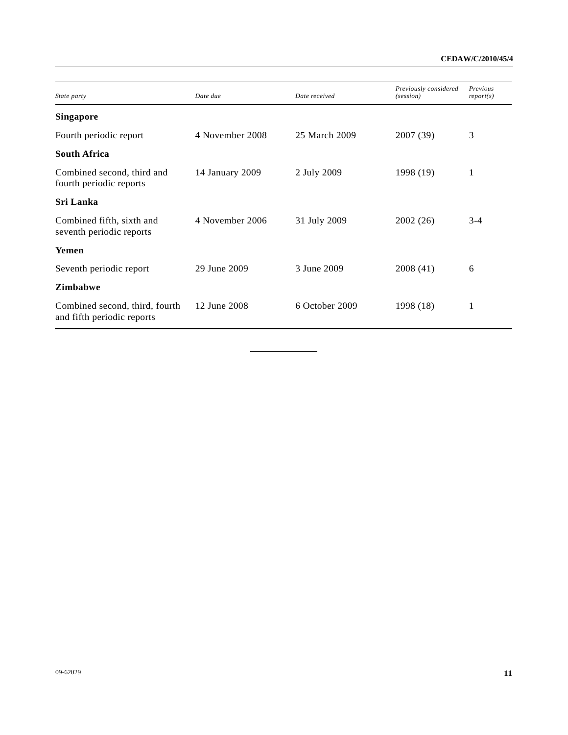| State party | Date due | Date received | Previously considered (session) | Previous report(s) |
|---|---|---|---|---|
| **Singapore** | | | | |
| Fourth periodic report | 4 November 2008 | 25 March 2009 | 2007 (39) | 3 |
| **South Africa** | | | | |
| Combined second, third and fourth periodic reports | 14 January 2009 | 2 July 2009 | 1998 (19) | 1 |
| **Sri Lanka** | | | | |
| Combined fifth, sixth and seventh periodic reports | 4 November 2006 | 31 July 2009 | 2002 (26) | 3-4 |
| **Yemen** | | | | |
| Seventh periodic report | 29 June 2009 | 3 June 2009 | 2008 (41) | 6 |
| **Zimbabwe** | | | | |
| Combined second, third, fourth and fifth periodic reports | 12 June 2008 | 6 October 2009 | 1998 (18) | 1 |